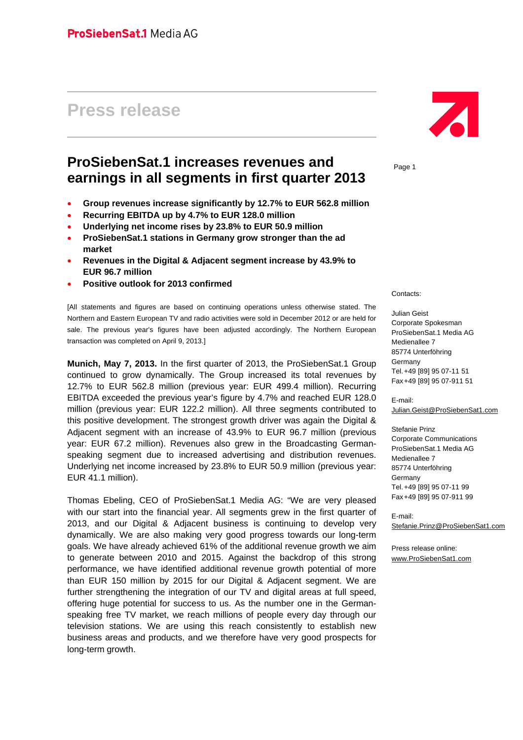ProSiebenSat.1 Media AG

# Press release

## ProSiebenSat.1 increases revenues and earnings in all segments in first quarter 2013

- **Group revenues increase significantly by 12.7% to EUR 562.8 million**
- **Recurring EBITDA up by 4.7% to EUR 128.0 million**
- **Underlying net income rises by 23.8% to EUR 50.9 million**
- **ProSiebenSat.1 stations in Germany grow stronger than the ad market**
- **Revenues in the Digital & Adjacent segment increase by 43.9% to EUR 96.7 million**
- **Positive outlook for 2013 confirmed**

[All statements and figures are based on continuing operations unless otherwise stated. The Northern and Eastern European TV and radio activities were sold in December 2012 or are held for sale. The previous year's figures have been adjusted accordingly. The Northern European transaction was completed on April 9, 2013.]

**Munich, May 7, 2013.** In the first quarter of 2013, the ProSiebenSat.1 Group continued to grow dynamically. The Group increased its total revenues by 12.7% to EUR 562.8 million (previous year: EUR 499.4 million). Recurring EBITDA exceeded the previous year's figure by 4.7% and reached EUR 128.0 million (previous year: EUR 122.2 million). All three segments contributed to this positive development. The strongest growth driver was again the Digital & Adjacent segment with an increase of 43.9% to EUR 96.7 million (previous year: EUR 67.2 million). Revenues also grew in the Broadcasting German-speaking segment due to increased advertising and distribution revenues. Underlying net income increased by 23.8% to EUR 50.9 million (previous year: EUR 41.1 million).

Thomas Ebeling, CEO of ProSiebenSat.1 Media AG: "We are very pleased with our start into the financial year. All segments grew in the first quarter of 2013, and our Digital & Adjacent business is continuing to develop very dynamically. We are also making very good progress towards our long-term goals. We have already achieved 61% of the additional revenue growth we aim to generate between 2010 and 2015. Against the backdrop of this strong performance, we have identified additional revenue growth potential of more than EUR 150 million by 2015 for our Digital & Adjacent segment. We are further strengthening the integration of our TV and digital areas at full speed, offering huge potential for success to us. As the number one in the German-speaking free TV market, we reach millions of people every day through our television stations. We are using this reach consistently to establish new business areas and products, and we therefore have very good prospects for long-term growth.

Contacts:

Julian Geist
Corporate Spokesman
ProSiebenSat.1 Media AG
Medienallee 7
85774 Unterföhring
Germany
Tel. +49 [89] 95 07-11 51
Fax +49 [89] 95 07-911 51

E-mail:
Julian.Geist@ProSiebenSat1.com

Stefanie Prinz
Corporate Communications
ProSiebenSat.1 Media AG
Medienallee 7
85774 Unterföhring
Germany
Tel. +49 [89] 95 07-11 99
Fax +49 [89] 95 07-911 99

E-mail:
Stefanie.Prinz@ProSiebenSat1.com

Press release online:
www.ProSiebenSat1.com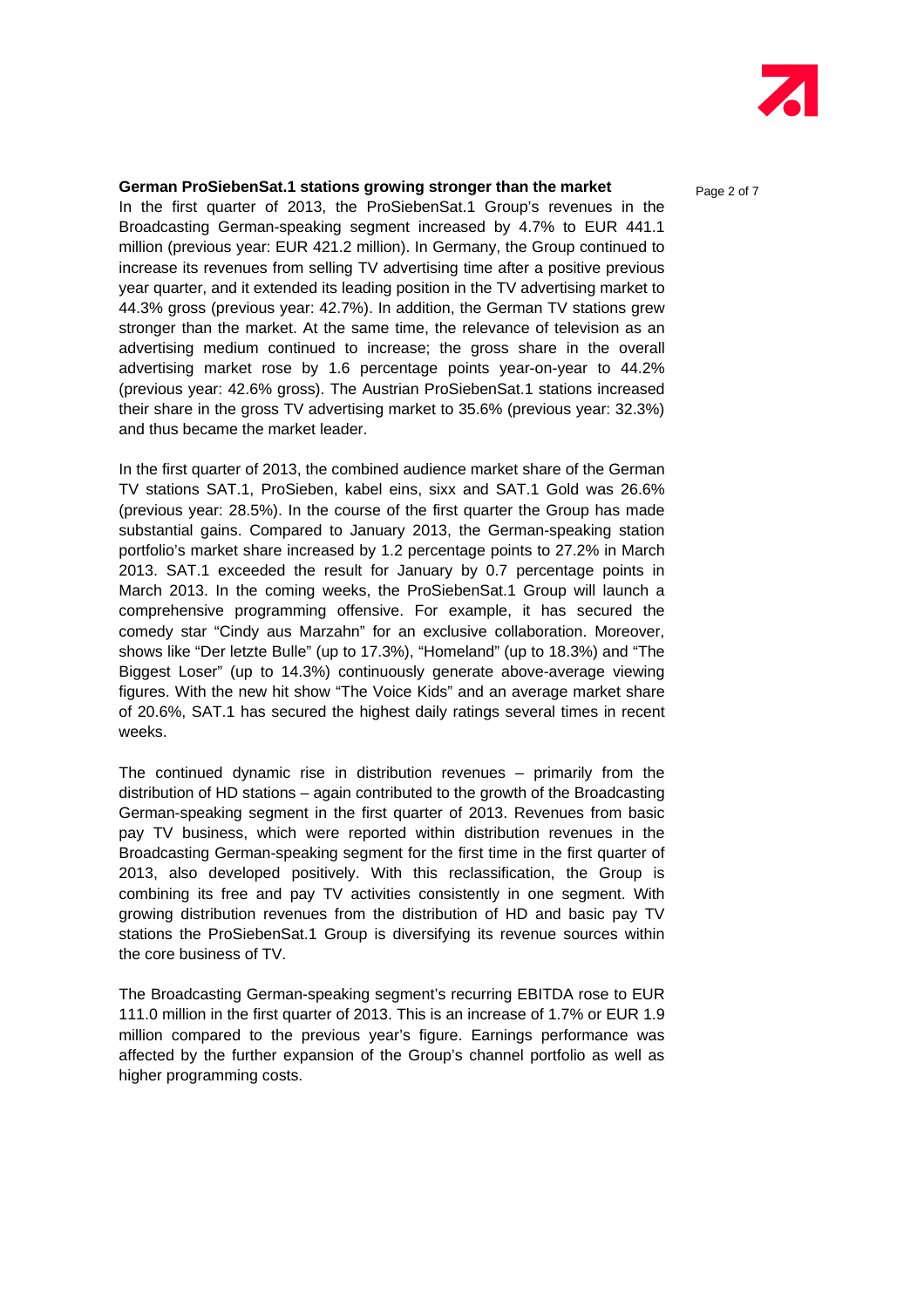**German ProSiebenSat.1 stations growing stronger than the market**

In the first quarter of 2013, the ProSiebenSat.1 Group's revenues in the Broadcasting German-speaking segment increased by 4.7% to EUR 441.1 million (previous year: EUR 421.2 million). In Germany, the Group continued to increase its revenues from selling TV advertising time after a positive previous year quarter, and it extended its leading position in the TV advertising market to 44.3% gross (previous year: 42.7%). In addition, the German TV stations grew stronger than the market. At the same time, the relevance of television as an advertising medium continued to increase; the gross share in the overall advertising market rose by 1.6 percentage points year-on-year to 44.2% (previous year: 42.6% gross). The Austrian ProSiebenSat.1 stations increased their share in the gross TV advertising market to 35.6% (previous year: 32.3%) and thus became the market leader.

In the first quarter of 2013, the combined audience market share of the German TV stations SAT.1, ProSieben, kabel eins, sixx and SAT.1 Gold was 26.6% (previous year: 28.5%). In the course of the first quarter the Group has made substantial gains. Compared to January 2013, the German-speaking station portfolio's market share increased by 1.2 percentage points to 27.2% in March 2013. SAT.1 exceeded the result for January by 0.7 percentage points in March 2013. In the coming weeks, the ProSiebenSat.1 Group will launch a comprehensive programming offensive. For example, it has secured the comedy star "Cindy aus Marzahn" for an exclusive collaboration. Moreover, shows like "Der letzte Bulle" (up to 17.3%), "Homeland" (up to 18.3%) and "The Biggest Loser" (up to 14.3%) continuously generate above-average viewing figures. With the new hit show "The Voice Kids" and an average market share of 20.6%, SAT.1 has secured the highest daily ratings several times in recent weeks.

The continued dynamic rise in distribution revenues – primarily from the distribution of HD stations – again contributed to the growth of the Broadcasting German-speaking segment in the first quarter of 2013. Revenues from basic pay TV business, which were reported within distribution revenues in the Broadcasting German-speaking segment for the first time in the first quarter of 2013, also developed positively. With this reclassification, the Group is combining its free and pay TV activities consistently in one segment. With growing distribution revenues from the distribution of HD and basic pay TV stations the ProSiebenSat.1 Group is diversifying its revenue sources within the core business of TV.

The Broadcasting German-speaking segment's recurring EBITDA rose to EUR 111.0 million in the first quarter of 2013. This is an increase of 1.7% or EUR 1.9 million compared to the previous year's figure. Earnings performance was affected by the further expansion of the Group's channel portfolio as well as higher programming costs.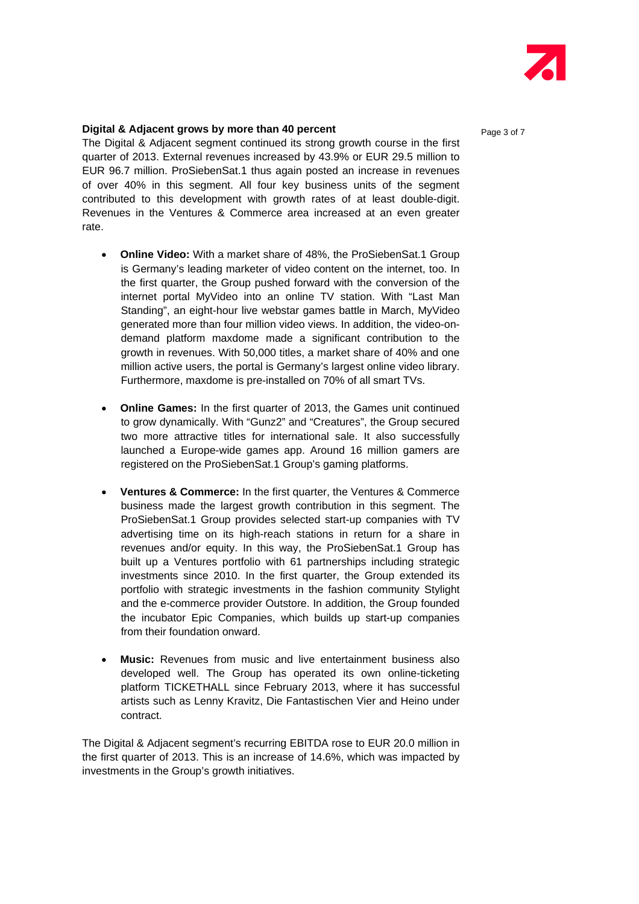**Digital & Adjacent grows by more than 40 percent**

The Digital & Adjacent segment continued its strong growth course in the first quarter of 2013. External revenues increased by 43.9% or EUR 29.5 million to EUR 96.7 million. ProSiebenSat.1 thus again posted an increase in revenues of over 40% in this segment. All four key business units of the segment contributed to this development with growth rates of at least double-digit. Revenues in the Ventures & Commerce area increased at an even greater rate.

- **Online Video:** With a market share of 48%, the ProSiebenSat.1 Group is Germany's leading marketer of video content on the internet, too. In the first quarter, the Group pushed forward with the conversion of the internet portal MyVideo into an online TV station. With "Last Man Standing", an eight-hour live webstar games battle in March, MyVideo generated more than four million video views. In addition, the video-on-demand platform maxdome made a significant contribution to the growth in revenues. With 50,000 titles, a market share of 40% and one million active users, the portal is Germany's largest online video library. Furthermore, maxdome is pre-installed on 70% of all smart TVs.

- **Online Games:** In the first quarter of 2013, the Games unit continued to grow dynamically. With "Gunz2" and "Creatures", the Group secured two more attractive titles for international sale. It also successfully launched a Europe-wide games app. Around 16 million gamers are registered on the ProSiebenSat.1 Group's gaming platforms.

- **Ventures & Commerce:** In the first quarter, the Ventures & Commerce business made the largest growth contribution in this segment. The ProSiebenSat.1 Group provides selected start-up companies with TV advertising time on its high-reach stations in return for a share in revenues and/or equity. In this way, the ProSiebenSat.1 Group has built up a Ventures portfolio with 61 partnerships including strategic investments since 2010. In the first quarter, the Group extended its portfolio with strategic investments in the fashion community Stylight and the e-commerce provider Outstore. In addition, the Group founded the incubator Epic Companies, which builds up start-up companies from their foundation onward.

- **Music:** Revenues from music and live entertainment business also developed well. The Group has operated its own online-ticketing platform TICKETHALL since February 2013, where it has successful artists such as Lenny Kravitz, Die Fantastischen Vier and Heino under contract.

The Digital & Adjacent segment's recurring EBITDA rose to EUR 20.0 million in the first quarter of 2013. This is an increase of 14.6%, which was impacted by investments in the Group's growth initiatives.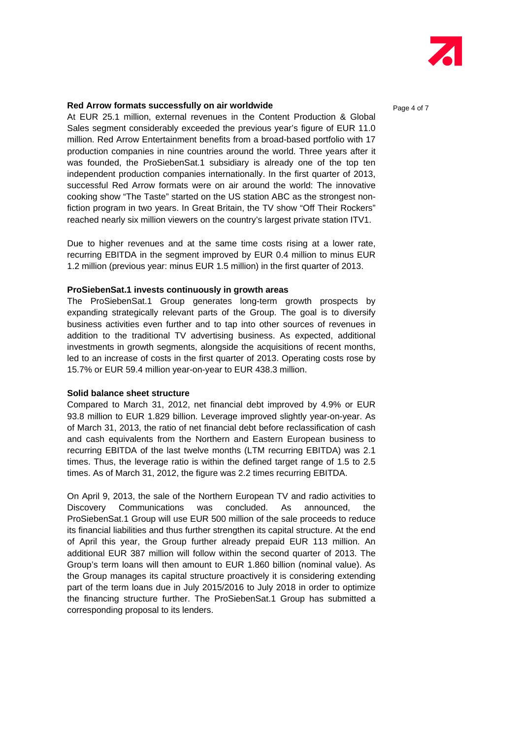**Red Arrow formats successfully on air worldwide**

At EUR 25.1 million, external revenues in the Content Production & Global Sales segment considerably exceeded the previous year's figure of EUR 11.0 million. Red Arrow Entertainment benefits from a broad-based portfolio with 17 production companies in nine countries around the world. Three years after it was founded, the ProSiebenSat.1 subsidiary is already one of the top ten independent production companies internationally. In the first quarter of 2013, successful Red Arrow formats were on air around the world: The innovative cooking show "The Taste" started on the US station ABC as the strongest non-fiction program in two years. In Great Britain, the TV show "Off Their Rockers" reached nearly six million viewers on the country's largest private station ITV1.

Due to higher revenues and at the same time costs rising at a lower rate, recurring EBITDA in the segment improved by EUR 0.4 million to minus EUR 1.2 million (previous year: minus EUR 1.5 million) in the first quarter of 2013.

**ProSiebenSat.1 invests continuously in growth areas**

The ProSiebenSat.1 Group generates long-term growth prospects by expanding strategically relevant parts of the Group. The goal is to diversify business activities even further and to tap into other sources of revenues in addition to the traditional TV advertising business. As expected, additional investments in growth segments, alongside the acquisitions of recent months, led to an increase of costs in the first quarter of 2013. Operating costs rose by 15.7% or EUR 59.4 million year-on-year to EUR 438.3 million.

**Solid balance sheet structure**

Compared to March 31, 2012, net financial debt improved by 4.9% or EUR 93.8 million to EUR 1.829 billion. Leverage improved slightly year-on-year. As of March 31, 2013, the ratio of net financial debt before reclassification of cash and cash equivalents from the Northern and Eastern European business to recurring EBITDA of the last twelve months (LTM recurring EBITDA) was 2.1 times. Thus, the leverage ratio is within the defined target range of 1.5 to 2.5 times. As of March 31, 2012, the figure was 2.2 times recurring EBITDA.

On April 9, 2013, the sale of the Northern European TV and radio activities to Discovery Communications was concluded. As announced, the ProSiebenSat.1 Group will use EUR 500 million of the sale proceeds to reduce its financial liabilities and thus further strengthen its capital structure. At the end of April this year, the Group further already prepaid EUR 113 million. An additional EUR 387 million will follow within the second quarter of 2013. The Group's term loans will then amount to EUR 1.860 billion (nominal value). As the Group manages its capital structure proactively it is considering extending part of the term loans due in July 2015/2016 to July 2018 in order to optimize the financing structure further. The ProSiebenSat.1 Group has submitted a corresponding proposal to its lenders.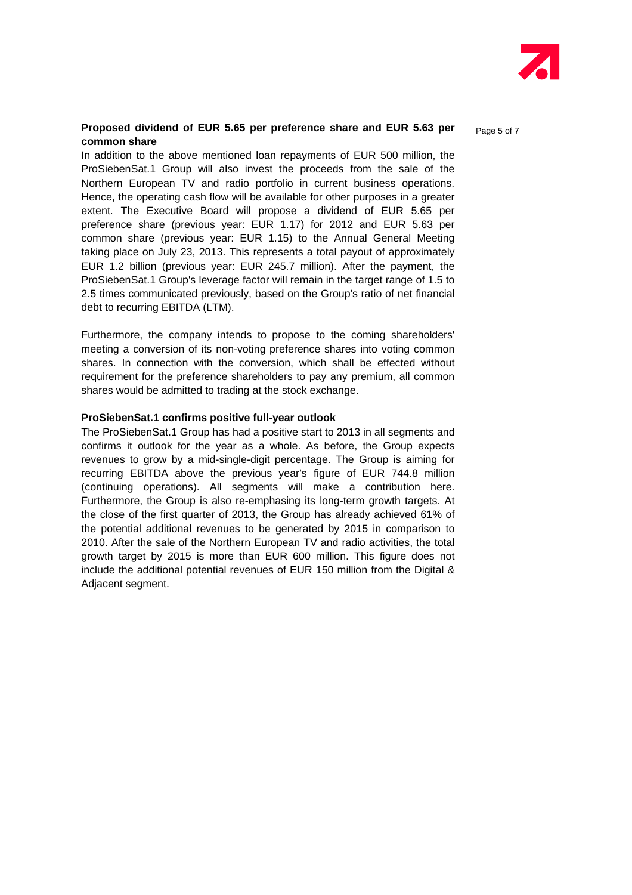**Proposed dividend of EUR 5.65 per preference share and EUR 5.63 per common share**

In addition to the above mentioned loan repayments of EUR 500 million, the ProSiebenSat.1 Group will also invest the proceeds from the sale of the Northern European TV and radio portfolio in current business operations. Hence, the operating cash flow will be available for other purposes in a greater extent. The Executive Board will propose a dividend of EUR 5.65 per preference share (previous year: EUR 1.17) for 2012 and EUR 5.63 per common share (previous year: EUR 1.15) to the Annual General Meeting taking place on July 23, 2013. This represents a total payout of approximately EUR 1.2 billion (previous year: EUR 245.7 million). After the payment, the ProSiebenSat.1 Group's leverage factor will remain in the target range of 1.5 to 2.5 times communicated previously, based on the Group's ratio of net financial debt to recurring EBITDA (LTM).

Furthermore, the company intends to propose to the coming shareholders' meeting a conversion of its non-voting preference shares into voting common shares. In connection with the conversion, which shall be effected without requirement for the preference shareholders to pay any premium, all common shares would be admitted to trading at the stock exchange.

**ProSiebenSat.1 confirms positive full-year outlook**

The ProSiebenSat.1 Group has had a positive start to 2013 in all segments and confirms it outlook for the year as a whole. As before, the Group expects revenues to grow by a mid-single-digit percentage. The Group is aiming for recurring EBITDA above the previous year's figure of EUR 744.8 million (continuing operations). All segments will make a contribution here. Furthermore, the Group is also re-emphasing its long-term growth targets. At the close of the first quarter of 2013, the Group has already achieved 61% of the potential additional revenues to be generated by 2015 in comparison to 2010. After the sale of the Northern European TV and radio activities, the total growth target by 2015 is more than EUR 600 million. This figure does not include the additional potential revenues of EUR 150 million from the Digital & Adjacent segment.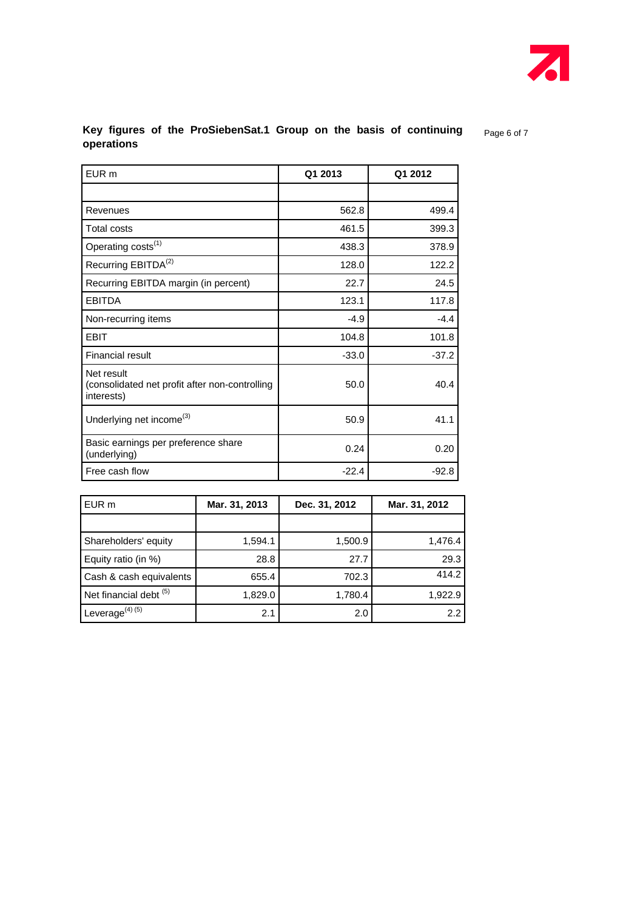**Key figures of the ProSiebenSat.1 Group on the basis of continuing operations**

| EUR m | Q1 2013 | Q1 2012 |
|---|---|---|
| | | |
| Revenues | 562.8 | 499.4 |
| Total costs | 461.5 | 399.3 |
| Operating costs[(1)] | 438.3 | 378.9 |
| Recurring EBITDA[(2)] | 128.0 | 122.2 |
| Recurring EBITDA margin (in percent) | 22.7 | 24.5 |
| EBITDA | 123.1 | 117.8 |
| Non-recurring items | -4.9 | -4.4 |
| EBIT | 104.8 | 101.8 |
| Financial result | -33.0 | -37.2 |
| Net result (consolidated net profit after non-controlling interests) | 50.0 | 40.4 |
| Underlying net income[(3)] | 50.9 | 41.1 |
| Basic earnings per preference share (underlying) | 0.24 | 0.20 |
| Free cash flow | -22.4 | -92.8 |

| EUR m | Mar. 31, 2013 | Dec. 31, 2012 | Mar. 31, 2012 |
|---|---|---|---|
| | | | |
| Shareholders' equity | 1,594.1 | 1,500.9 | 1,476.4 |
| Equity ratio (in %) | 28.8 | 27.7 | 29.3 |
| Cash & cash equivalents | 655.4 | 702.3 | 414.2 |
| Net financial debt [(5)] | 1,829.0 | 1,780.4 | 1,922.9 |
| Leverage[(4) (5)] | 2.1 | 2.0 | 2.2 |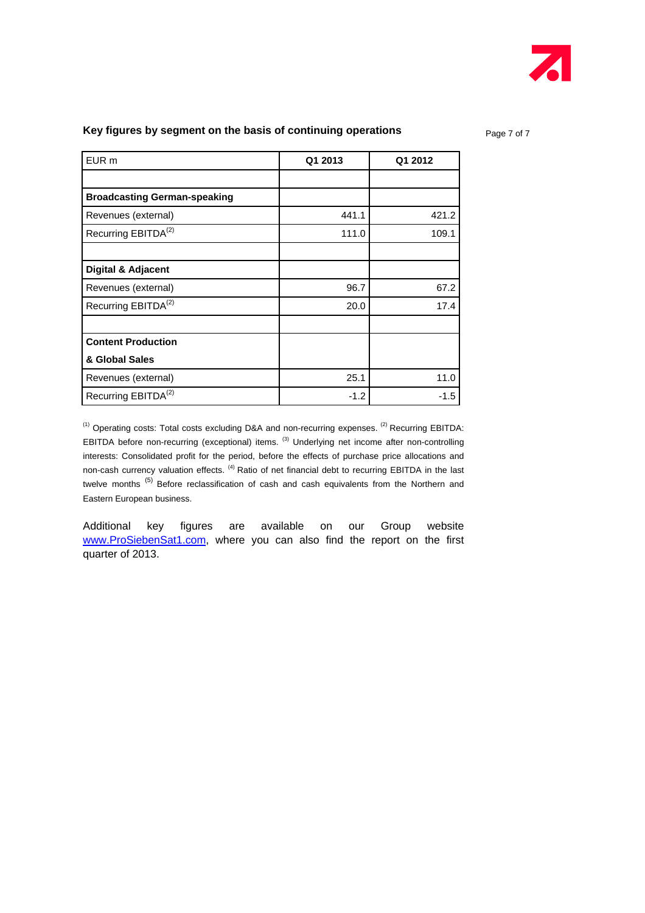## Key figures by segment on the basis of continuing operations

| EUR m | Q1 2013 | Q1 2012 |
|---|---|---|
| | | |
| **Broadcasting German-speaking** | | |
| Revenues (external) | 441.1 | 421.2 |
| Recurring EBITDA[2] | 111.0 | 109.1 |
| | | |
| **Digital & Adjacent** | | |
| Revenues (external) | 96.7 | 67.2 |
| Recurring EBITDA[2] | 20.0 | 17.4 |
| | | |
| **Content Production & Global Sales** | | |
| Revenues (external) | 25.1 | 11.0 |
| Recurring EBITDA[2] | -1.2 | -1.5 |

[1] Operating costs: Total costs excluding D&A and non-recurring expenses. [2] Recurring EBITDA: EBITDA before non-recurring (exceptional) items. [3] Underlying net income after non-controlling interests: Consolidated profit for the period, before the effects of purchase price allocations and non-cash currency valuation effects. [4] Ratio of net financial debt to recurring EBITDA in the last twelve months [5] Before reclassification of cash and cash equivalents from the Northern and Eastern European business.

Additional key figures are available on our Group website www.ProSiebenSat1.com, where you can also find the report on the first quarter of 2013.